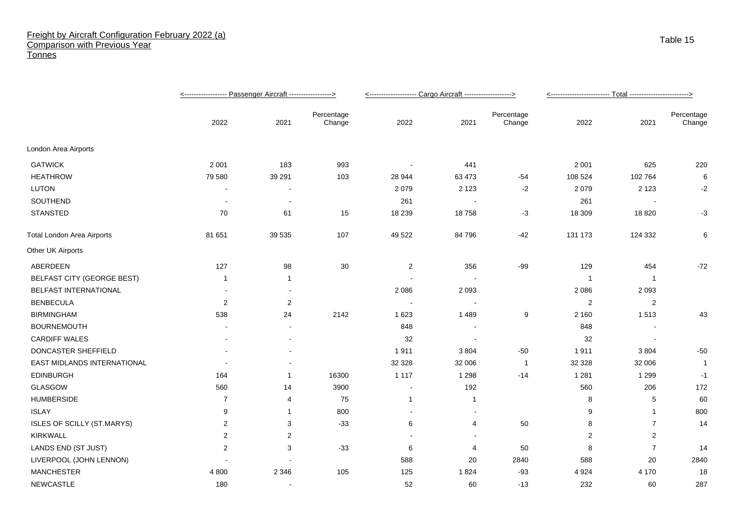# Freight by Aircraft Configuration February 2022 (a)
## Comparison with Previous Year
### Tonnes

Table 15

| | Passenger Aircraft | | | Cargo Aircraft | | | Total | | |
|---|---|---|---|---|---|---|---|---|---|
| | 2022 | 2021 | Percentage Change | 2022 | 2021 | Percentage Change | 2022 | 2021 | Percentage Change |
| London Area Airports | | | | | | | | | |
| GATWICK | 2 001 | 183 | 993 | - | 441 | | 2 001 | 625 | 220 |
| HEATHROW | 79 580 | 39 291 | 103 | 28 944 | 63 473 | -54 | 108 524 | 102 764 | 6 |
| LUTON | - | - | | 2 079 | 2 123 | -2 | 2 079 | 2 123 | -2 |
| SOUTHEND | - | - | | 261 | - | | 261 | - | |
| STANSTED | 70 | 61 | 15 | 18 239 | 18 758 | -3 | 18 309 | 18 820 | -3 |
| Total London Area Airports | 81 651 | 39 535 | 107 | 49 522 | 84 796 | -42 | 131 173 | 124 332 | 6 |
| Other UK Airports | | | | | | | | | |
| ABERDEEN | 127 | 98 | 30 | 2 | 356 | -99 | 129 | 454 | -72 |
| BELFAST CITY (GEORGE BEST) | 1 | 1 | | - | - | | 1 | 1 | |
| BELFAST INTERNATIONAL | - | - | | 2 086 | 2 093 | | 2 086 | 2 093 | |
| BENBECULA | 2 | 2 | | - | - | | 2 | 2 | |
| BIRMINGHAM | 538 | 24 | 2142 | 1 623 | 1 489 | 9 | 2 160 | 1 513 | 43 |
| BOURNEMOUTH | - | - | | 848 | - | | 848 | - | |
| CARDIFF WALES | - | - | | 32 | - | | 32 | - | |
| DONCASTER SHEFFIELD | - | - | | 1 911 | 3 804 | -50 | 1 911 | 3 804 | -50 |
| EAST MIDLANDS INTERNATIONAL | - | - | | 32 328 | 32 006 | 1 | 32 328 | 32 006 | 1 |
| EDINBURGH | 164 | 1 | 16300 | 1 117 | 1 298 | -14 | 1 281 | 1 299 | -1 |
| GLASGOW | 560 | 14 | 3900 | - | 192 | | 560 | 206 | 172 |
| HUMBERSIDE | 7 | 4 | 75 | 1 | 1 | | 8 | 5 | 60 |
| ISLAY | 9 | 1 | 800 | - | - | | 9 | 1 | 800 |
| ISLES OF SCILLY (ST.MARYS) | 2 | 3 | -33 | 6 | 4 | 50 | 8 | 7 | 14 |
| KIRKWALL | 2 | 2 | | - | - | | 2 | 2 | |
| LANDS END (ST JUST) | 2 | 3 | -33 | 6 | 4 | 50 | 8 | 7 | 14 |
| LIVERPOOL (JOHN LENNON) | - | - | | 588 | 20 | 2840 | 588 | 20 | 2840 |
| MANCHESTER | 4 800 | 2 346 | 105 | 125 | 1 824 | -93 | 4 924 | 4 170 | 18 |
| NEWCASTLE | 180 | - | | 52 | 60 | -13 | 232 | 60 | 287 |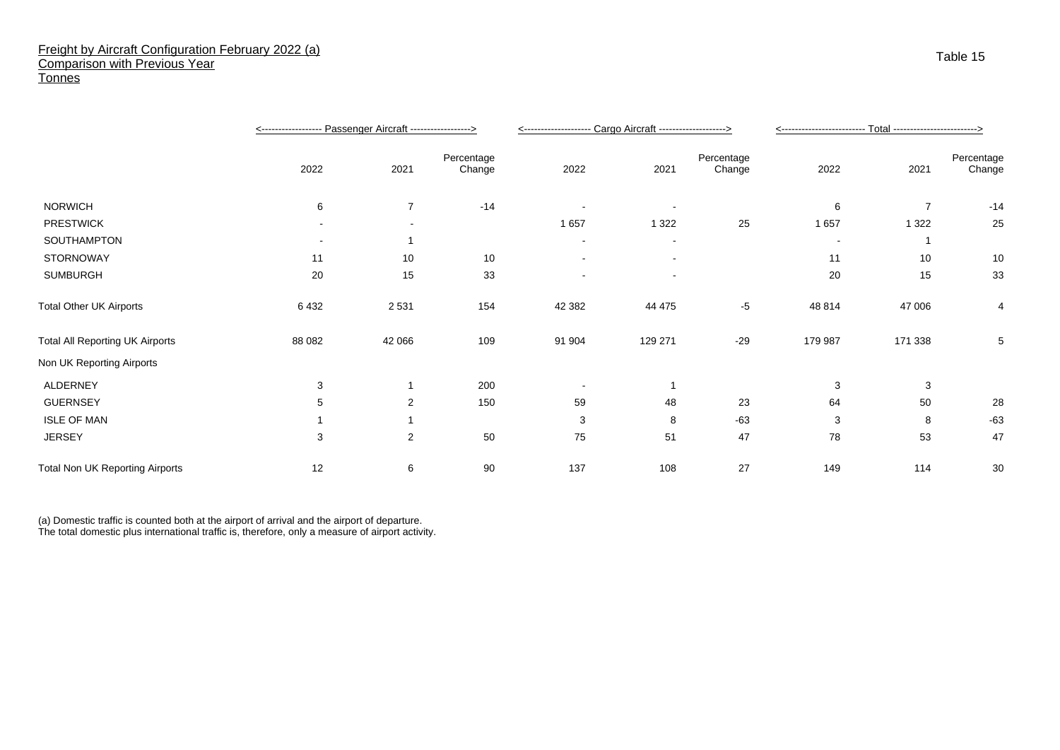Freight by Aircraft Configuration February 2022 (a)
Comparison with Previous Year
Tonnes

Table 15

| | Passenger Aircraft | | | Cargo Aircraft | | | Total | | |
|---|---|---|---|---|---|---|---|---|---|
| | 2022 | 2021 | Percentage Change | 2022 | 2021 | Percentage Change | 2022 | 2021 | Percentage Change |
| NORWICH | 6 | 7 | -14 | - | - | | 6 | 7 | -14 |
| PRESTWICK | - | - | | 1 657 | 1 322 | 25 | 1 657 | 1 322 | 25 |
| SOUTHAMPTON | - | 1 | | - | - | | - | 1 | |
| STORNOWAY | 11 | 10 | 10 | - | - | | 11 | 10 | 10 |
| SUMBURGH | 20 | 15 | 33 | - | - | | 20 | 15 | 33 |
| Total Other UK Airports | 6 432 | 2 531 | 154 | 42 382 | 44 475 | -5 | 48 814 | 47 006 | 4 |
| Total All Reporting UK Airports | 88 082 | 42 066 | 109 | 91 904 | 129 271 | -29 | 179 987 | 171 338 | 5 |
| Non UK Reporting Airports | | | | | | | | | |
| ALDERNEY | 3 | 1 | 200 | - | 1 | | 3 | 3 | |
| GUERNSEY | 5 | 2 | 150 | 59 | 48 | 23 | 64 | 50 | 28 |
| ISLE OF MAN | 1 | 1 | | 3 | 8 | -63 | 3 | 8 | -63 |
| JERSEY | 3 | 2 | 50 | 75 | 51 | 47 | 78 | 53 | 47 |
| Total Non UK Reporting Airports | 12 | 6 | 90 | 137 | 108 | 27 | 149 | 114 | 30 |

(a) Domestic traffic is counted both at the airport of arrival and the airport of departure.
The total domestic plus international traffic is, therefore, only a measure of airport activity.